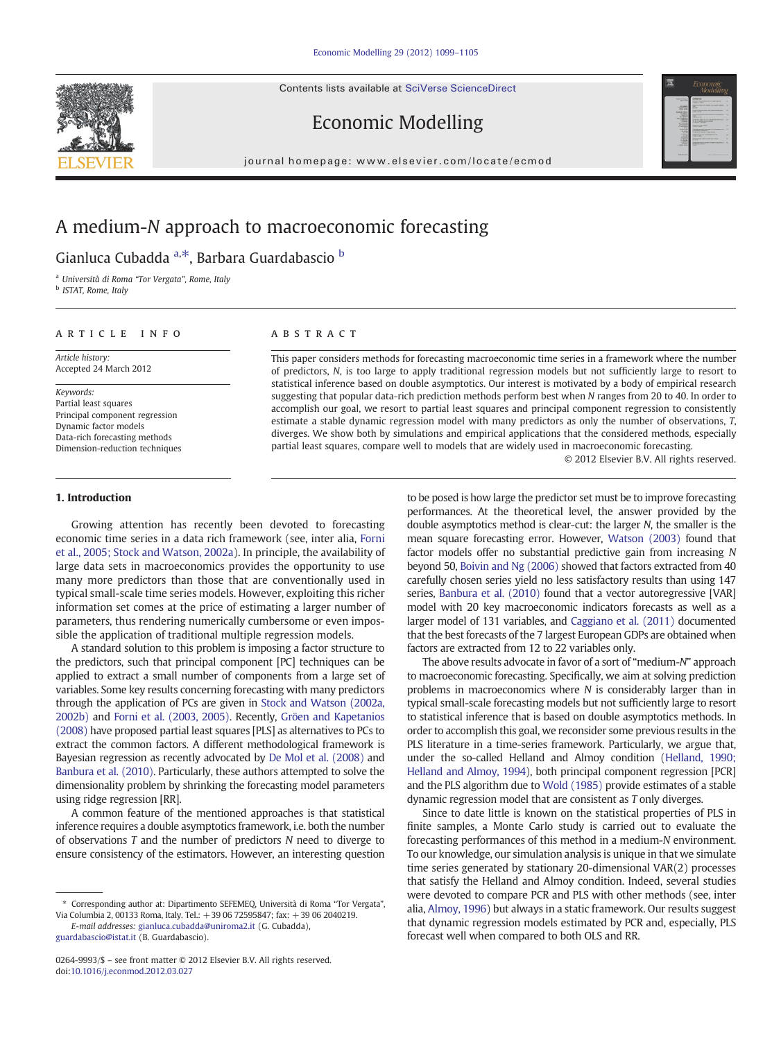# A medium-$N$ approach to macroeconomic forecasting

Gianluca Cubadda [a,*], Barbara Guardabascio [b]

[a] Università di Roma "Tor Vergata", Rome, Italy
[b] ISTAT, Rome, Italy

## ARTICLE INFO

*Article history:*
Accepted 24 March 2012

*Keywords:*
Partial least squares
Principal component regression
Dynamic factor models
Data-rich forecasting methods
Dimension-reduction techniques

## ABSTRACT

This paper considers methods for forecasting macroeconomic time series in a framework where the number of predictors, $N$, is too large to apply traditional regression models but not sufficiently large to resort to statistical inference based on double asymptotics. Our interest is motivated by a body of empirical research suggesting that popular data-rich prediction methods perform best when $N$ ranges from 20 to 40. In order to accomplish our goal, we resort to partial least squares and principal component regression to consistently estimate a stable dynamic regression model with many predictors as only the number of observations, $T$, diverges. We show both by simulations and empirical applications that the considered methods, especially partial least squares, compare well to models that are widely used in macroeconomic forecasting.

© 2012 Elsevier B.V. All rights reserved.

## 1. Introduction

Growing attention has recently been devoted to forecasting economic time series in a data rich framework (see, inter alia, Forni et al., 2005; Stock and Watson, 2002a). In principle, the availability of large data sets in macroeconomics provides the opportunity to use many more predictors than those that are conventionally used in typical small-scale time series models. However, exploiting this richer information set comes at the price of estimating a larger number of parameters, thus rendering numerically cumbersome or even impossible the application of traditional multiple regression models.

A standard solution to this problem is imposing a factor structure to the predictors, such that principal component [PC] techniques can be applied to extract a small number of components from a large set of variables. Some key results concerning forecasting with many predictors through the application of PCs are given in Stock and Watson (2002a, 2002b) and Forni et al. (2003, 2005). Recently, Gröen and Kapetanios (2008) have proposed partial least squares [PLS] as alternatives to PCs to extract the common factors. A different methodological framework is Bayesian regression as recently advocated by De Mol et al. (2008) and Banbura et al. (2010). Particularly, these authors attempted to solve the dimensionality problem by shrinking the forecasting model parameters using ridge regression [RR].

A common feature of the mentioned approaches is that statistical inference requires a double asymptotics framework, i.e. both the number of observations $T$ and the number of predictors $N$ need to diverge to ensure consistency of the estimators. However, an interesting question to be posed is how large the predictor set must be to improve forecasting performances. At the theoretical level, the answer provided by the double asymptotics method is clear-cut: the larger $N$, the smaller is the mean square forecasting error. However, Watson (2003) found that factor models offer no substantial predictive gain from increasing $N$ beyond 50, Boivin and Ng (2006) showed that factors extracted from 40 carefully chosen series yield no less satisfactory results than using 147 series, Banbura et al. (2010) found that a vector autoregressive [VAR] model with 20 key macroeconomic indicators forecasts as well as a larger model of 131 variables, and Caggiano et al. (2011) documented that the best forecasts of the 7 largest European GDPs are obtained when factors are extracted from 12 to 22 variables only.

The above results advocate in favor of a sort of "medium-$N$" approach to macroeconomic forecasting. Specifically, we aim at solving prediction problems in macroeconomics where $N$ is considerably larger than in typical small-scale forecasting models but not sufficiently large to resort to statistical inference that is based on double asymptotics methods. In order to accomplish this goal, we reconsider some previous results in the PLS literature in a time-series framework. Particularly, we argue that, under the so-called Helland and Almoy condition (Helland, 1990; Helland and Almoy, 1994), both principal component regression [PCR] and the PLS algorithm due to Wold (1985) provide estimates of a stable dynamic regression model that are consistent as $T$ only diverges.

Since to date little is known on the statistical properties of PLS in finite samples, a Monte Carlo study is carried out to evaluate the forecasting performances of this method in a medium-$N$ environment. To our knowledge, our simulation analysis is unique in that we simulate time series generated by stationary 20-dimensional VAR(2) processes that satisfy the Helland and Almoy condition. Indeed, several studies were devoted to compare PCR and PLS with other methods (see, inter alia, Almoy, 1996) but always in a static framework. Our results suggest that dynamic regression models estimated by PCR and, especially, PLS forecast well when compared to both OLS and RR.

---

\* Corresponding author at: Dipartimento SEFEMEQ, Università di Roma "Tor Vergata", Via Columbia 2, 00133 Roma, Italy. Tel.: +39 06 72595847; fax: +39 06 2040219.
*E-mail addresses:* gianluca.cubadda@uniroma2.it (G. Cubadda), guardabascio@istat.it (B. Guardabascio).

0264-9993/$ – see front matter © 2012 Elsevier B.V. All rights reserved.
doi:10.1016/j.econmod.2012.03.027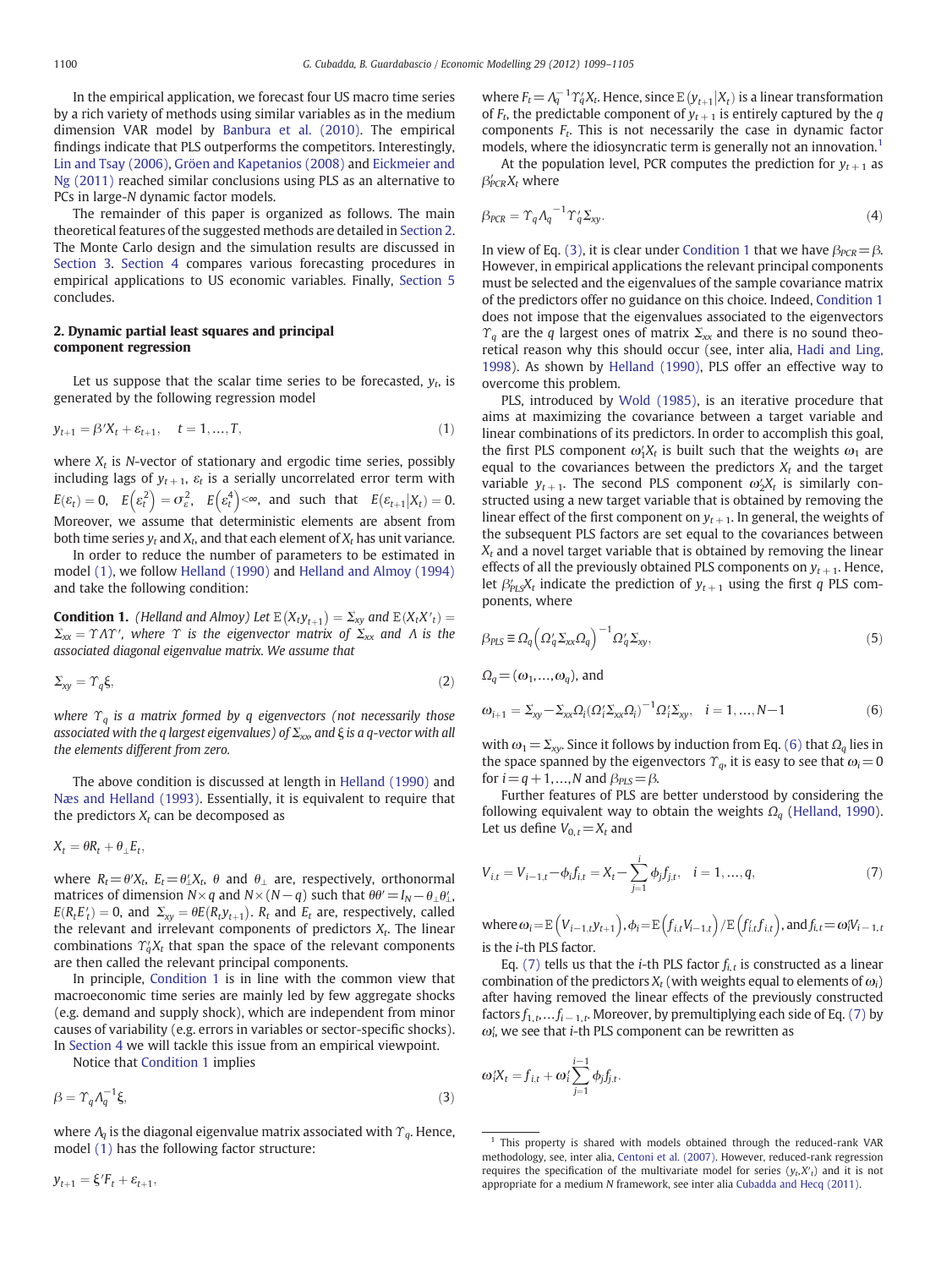In the empirical application, we forecast four US macro time series by a rich variety of methods using similar variables as in the medium dimension VAR model by Banbura et al. (2010). The empirical findings indicate that PLS outperforms the competitors. Interestingly, Lin and Tsay (2006), Gröen and Kapetanios (2008) and Eickmeier and Ng (2011) reached similar conclusions using PLS as an alternative to PCs in large-$N$ dynamic factor models.

The remainder of this paper is organized as follows. The main theoretical features of the suggested methods are detailed in Section 2. The Monte Carlo design and the simulation results are discussed in Section 3. Section 4 compares various forecasting procedures in empirical applications to US economic variables. Finally, Section 5 concludes.

## 2. Dynamic partial least squares and principal component regression

Let us suppose that the scalar time series to be forecasted, $y_t$, is generated by the following regression model

$$y_{t+1} = \beta' X_t + \varepsilon_{t+1}, \quad t = 1, \ldots, T, \tag{1}$$

where $X_t$ is $N$-vector of stationary and ergodic time series, possibly including lags of $y_{t+1}$, $\varepsilon_t$ is a serially uncorrelated error term with $E(\varepsilon_t) = 0$, $E\left(\varepsilon_t^2\right) = \sigma_\varepsilon^2$, $E\left(\varepsilon_t^4\right) < \infty$, and such that $E(\varepsilon_{t+1}|X_t) = 0$. Moreover, we assume that deterministic elements are absent from both time series $y_t$ and $X_t$, and that each element of $X_t$ has unit variance.

In order to reduce the number of parameters to be estimated in model (1), we follow Helland (1990) and Helland and Almoy (1994) and take the following condition:

**Condition 1.** *(Helland and Almoy) Let* $\mathbb{E}(X_t y_{t+1}) = \Sigma_{xy}$ *and* $\mathbb{E}(X_t X'_t) = \Sigma_{xx} = \Upsilon \Lambda \Upsilon'$, *where* $\Upsilon$ *is the eigenvector matrix of* $\Sigma_{xx}$ *and* $\Lambda$ *is the associated diagonal eigenvalue matrix. We assume that*

$$\Sigma_{xy} = \Upsilon_q \xi, \tag{2}$$

*where* $\Upsilon_q$ *is a matrix formed by* $q$ *eigenvectors (not necessarily those associated with the* $q$ *largest eigenvalues) of* $\Sigma_{xx}$, *and* $\xi$ *is a* $q$*-vector with all the elements different from zero.*

The above condition is discussed at length in Helland (1990) and Næs and Helland (1993). Essentially, it is equivalent to require that the predictors $X_t$ can be decomposed as

$$X_t = \theta R_t + \theta_\perp E_t,$$

where $R_t = \theta' X_t$, $E_t = \theta'_\perp X_t$, $\theta$ and $\theta_\perp$ are, respectively, orthonormal matrices of dimension $N \times q$ and $N \times (N-q)$ such that $\theta\theta' = I_N - \theta_\perp \theta'_\perp$, $E(R_t E'_t) = 0$, and $\Sigma_{xy} = \theta E(R_t y_{t+1})$. $R_t$ and $E_t$ are, respectively, called the relevant and irrelevant components of predictors $X_t$. The linear combinations $\Upsilon'_q X_t$ that span the space of the relevant components are then called the relevant principal components.

In principle, Condition 1 is in line with the common view that macroeconomic time series are mainly led by few aggregate shocks (e.g. demand and supply shock), which are independent from minor causes of variability (e.g. errors in variables or sector-specific shocks). In Section 4 we will tackle this issue from an empirical viewpoint.

Notice that Condition 1 implies

$$\beta = \Upsilon_q \Lambda_q^{-1} \xi, \tag{3}$$

where $\Lambda_q$ is the diagonal eigenvalue matrix associated with $\Upsilon_q$. Hence, model (1) has the following factor structure:

$$y_{t+1} = \xi' F_t + \varepsilon_{t+1},$$

where $F_t = \Lambda_q^{-1} \Upsilon'_q X_t$. Hence, since $\mathbb{E}(y_{t+1}|X_t)$ is a linear transformation of $F_t$, the predictable component of $y_{t+1}$ is entirely captured by the $q$ components $F_t$. This is not necessarily the case in dynamic factor models, where the idiosyncratic term is generally not an innovation.[1]

At the population level, PCR computes the prediction for $y_{t+1}$ as $\beta'_{PCR} X_t$ where

$$\beta_{PCR} = \Upsilon_q \Lambda_q^{-1} \Upsilon'_q \Sigma_{xy}. \tag{4}$$

In view of Eq. (3), it is clear under Condition 1 that we have $\beta_{PCR} = \beta$. However, in empirical applications the relevant principal components must be selected and the eigenvalues of the sample covariance matrix of the predictors offer no guidance on this choice. Indeed, Condition 1 does not impose that the eigenvalues associated to the eigenvectors $\Upsilon_q$ are the $q$ largest ones of matrix $\Sigma_{xx}$ and there is no sound theoretical reason why this should occur (see, inter alia, Hadi and Ling, 1998). As shown by Helland (1990), PLS offer an effective way to overcome this problem.

PLS, introduced by Wold (1985), is an iterative procedure that aims at maximizing the covariance between a target variable and linear combinations of its predictors. In order to accomplish this goal, the first PLS component $\omega'_1 X_t$ is built such that the weights $\omega_1$ are equal to the covariances between the predictors $X_t$ and the target variable $y_{t+1}$. The second PLS component $\omega'_2 X_t$ is similarly constructed using a new target variable that is obtained by removing the linear effect of the first component on $y_{t+1}$. In general, the weights of the subsequent PLS factors are set equal to the covariances between $X_t$ and a novel target variable that is obtained by removing the linear effects of all the previously obtained PLS components on $y_{t+1}$. Hence, let $\beta'_{PLS} X_t$ indicate the prediction of $y_{t+1}$ using the first $q$ PLS components, where

$$\beta_{PLS} \equiv \Omega_q \left(\Omega'_q \Sigma_{xx} \Omega_q\right)^{-1} \Omega'_q \Sigma_{xy}, \tag{5}$$

$\Omega_q = (\omega_1, \ldots, \omega_q)$, and

$$\omega_{i+1} = \Sigma_{xy} - \Sigma_{xx} \Omega_i (\Omega'_i \Sigma_{xx} \Omega_i)^{-1} \Omega'_i \Sigma_{xy}, \quad i = 1, \ldots, N-1 \tag{6}$$

with $\omega_1 = \Sigma_{xy}$. Since it follows by induction from Eq. (6) that $\Omega_q$ lies in the space spanned by the eigenvectors $\Upsilon_q$, it is easy to see that $\omega_i = 0$ for $i = q+1, \ldots, N$ and $\beta_{PLS} = \beta$.

Further features of PLS are better understood by considering the following equivalent way to obtain the weights $\Omega_q$ (Helland, 1990). Let us define $V_{0,t} = X_t$ and

$$V_{i,t} = V_{i-1,t} - \phi_i f_{i,t} = X_t - \sum_{j=1}^{i} \phi_j f_{j,t}, \quad i = 1, \ldots, q, \tag{7}$$

where $\omega_i = \mathbb{E}\left(V_{i-1,t} y_{t+1}\right)$, $\phi_i = \mathbb{E}\left(f_{i,t} V_{i-1,t}\right) / \mathbb{E}\left(f'_{i,t} f_{i,t}\right)$, and $f_{i,t} = \omega'_i V_{i-1,t}$ is the $i$-th PLS factor.

Eq. (7) tells us that the $i$-th PLS factor $f_{i,t}$ is constructed as a linear combination of the predictors $X_t$ (with weights equal to elements of $\omega_i$) after having removed the linear effects of the previously constructed factors $f_{1,t}, \ldots f_{i-1,t}$. Moreover, by premultiplying each side of Eq. (7) by $\omega'_i$, we see that $i$-th PLS component can be rewritten as

$$\omega'_i X_t = f_{i,t} + \omega'_i \sum_{j=1}^{i-1} \phi_j f_{j,t}.$$

---

[1] This property is shared with models obtained through the reduced-rank VAR methodology, see, inter alia, Centoni et al. (2007). However, reduced-rank regression requires the specification of the multivariate model for series $(y_t, X'_t)$ and it is not appropriate for a medium $N$ framework, see inter alia Cubadda and Hecq (2011).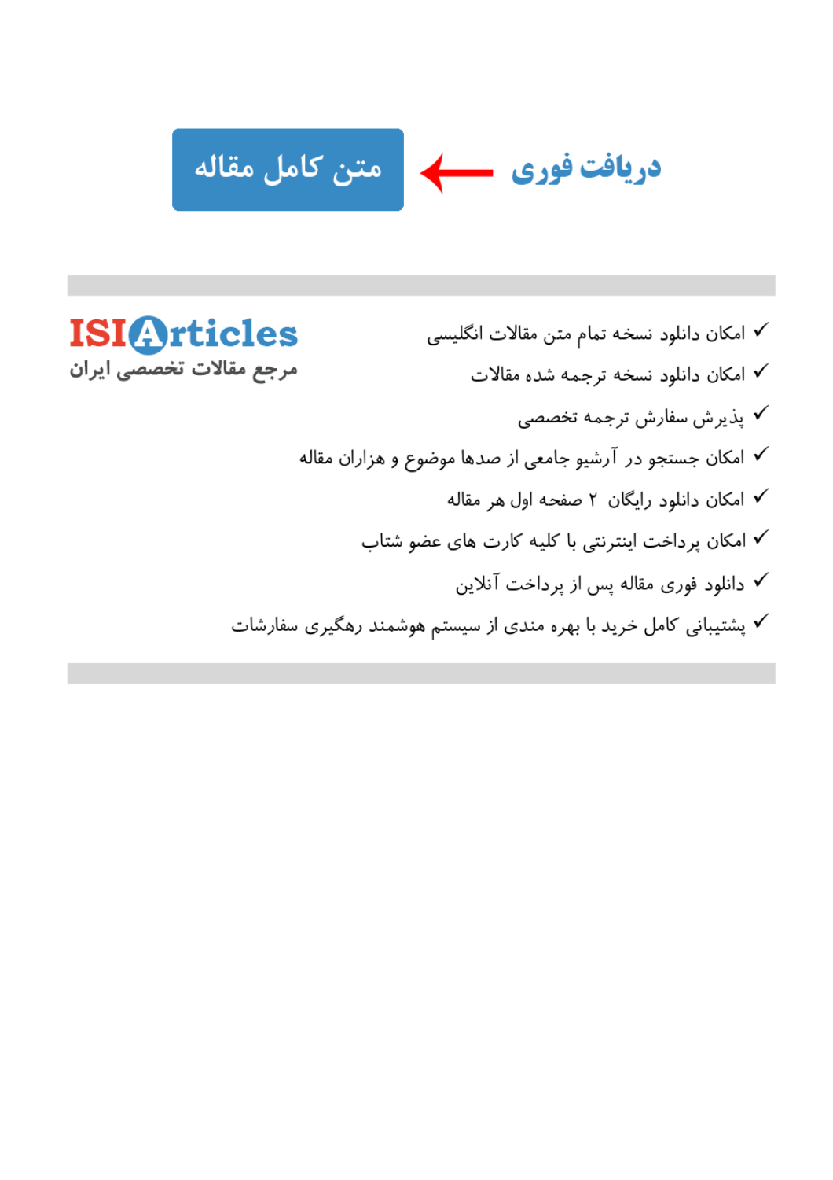دریافت فوری ← متن کامل مقاله

ISIArticles
مرجع مقالات تخصصی ایران

- ✓ امکان دانلود نسخه تمام متن مقالات انگلیسی
- ✓ امکان دانلود نسخه ترجمه شده مقالات
- ✓ پذیرش سفارش ترجمه تخصصی
- ✓ امکان جستجو در آرشیو جامعی از صدها موضوع و هزاران مقاله
- ✓ امکان دانلود رایگان ۲ صفحه اول هر مقاله
- ✓ امکان پرداخت اینترنتی با کلیه کارت های عضو شتاب
- ✓ دانلود فوری مقاله پس از پرداخت آنلاین
- ✓ پشتیبانی کامل خرید با بهره مندی از سیستم هوشمند رهگیری سفارشات